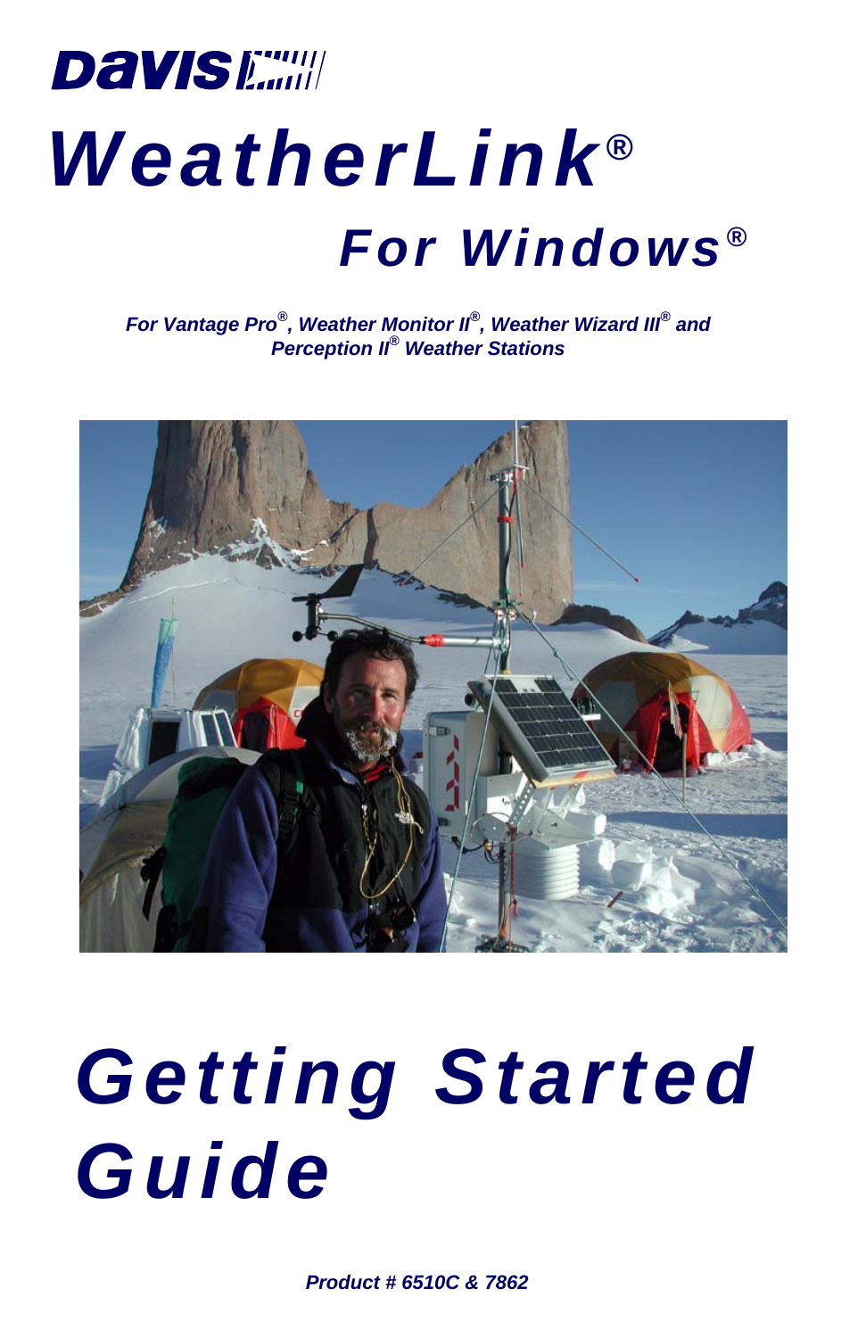# DAVIS

# *WeatherLink®*

## *For Windows®*

***For Vantage Pro®, Weather Monitor II®, Weather Wizard III® and Perception II® Weather Stations***

# *Getting Started Guide*

***Product # 6510C & 7862***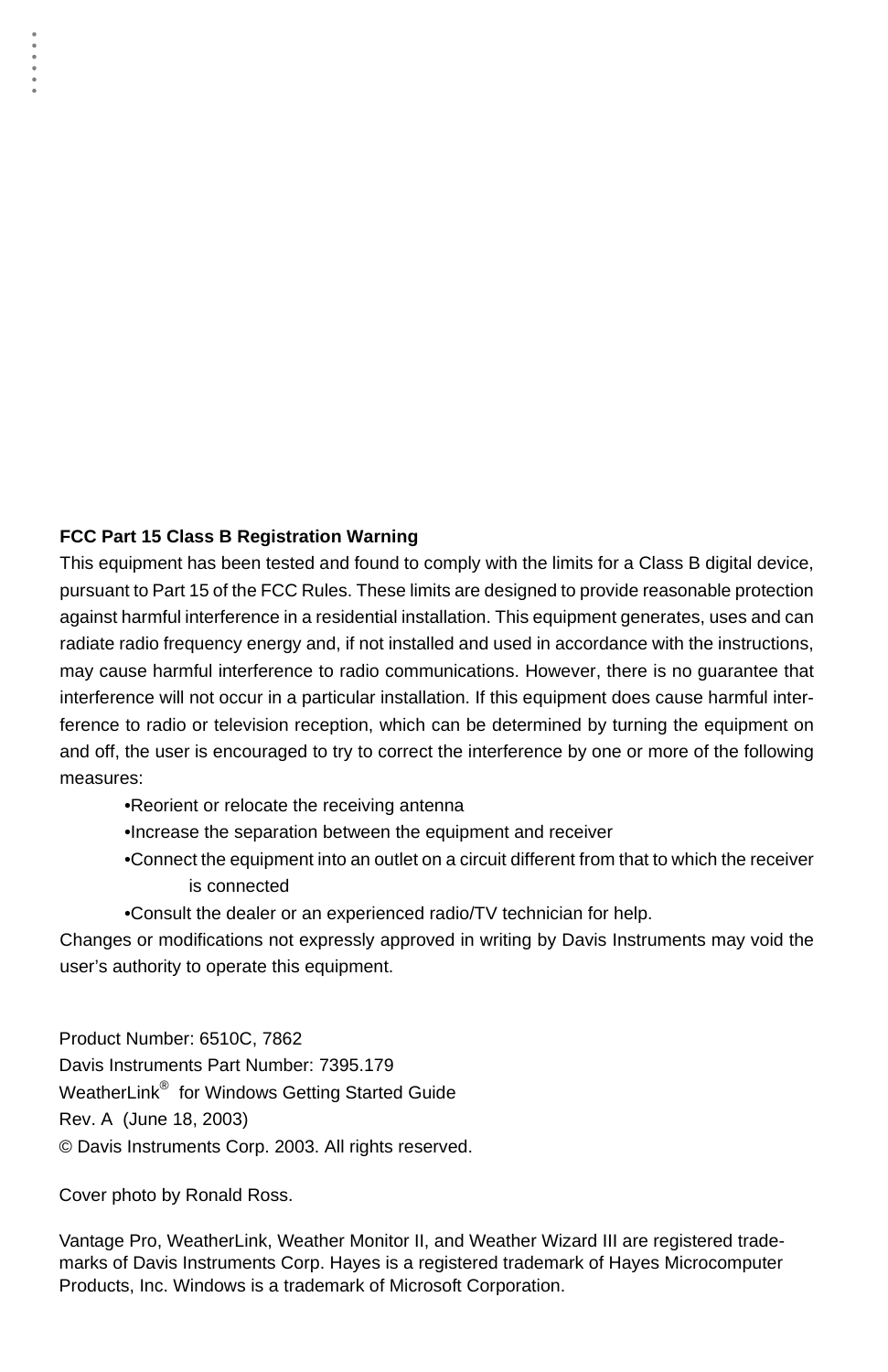**FCC Part 15 Class B Registration Warning**

This equipment has been tested and found to comply with the limits for a Class B digital device, pursuant to Part 15 of the FCC Rules. These limits are designed to provide reasonable protection against harmful interference in a residential installation. This equipment generates, uses and can radiate radio frequency energy and, if not installed and used in accordance with the instructions, may cause harmful interference to radio communications. However, there is no guarantee that interference will not occur in a particular installation. If this equipment does cause harmful interference to radio or television reception, which can be determined by turning the equipment on and off, the user is encouraged to try to correct the interference by one or more of the following measures:

- Reorient or relocate the receiving antenna
- Increase the separation between the equipment and receiver
- Connect the equipment into an outlet on a circuit different from that to which the receiver is connected
- Consult the dealer or an experienced radio/TV technician for help.

Changes or modifications not expressly approved in writing by Davis Instruments may void the user's authority to operate this equipment.

Product Number: 6510C, 7862
Davis Instruments Part Number: 7395.179
WeatherLink® for Windows Getting Started Guide
Rev. A (June 18, 2003)
© Davis Instruments Corp. 2003. All rights reserved.

Cover photo by Ronald Ross.

Vantage Pro, WeatherLink, Weather Monitor II, and Weather Wizard III are registered trademarks of Davis Instruments Corp. Hayes is a registered trademark of Hayes Microcomputer Products, Inc. Windows is a trademark of Microsoft Corporation.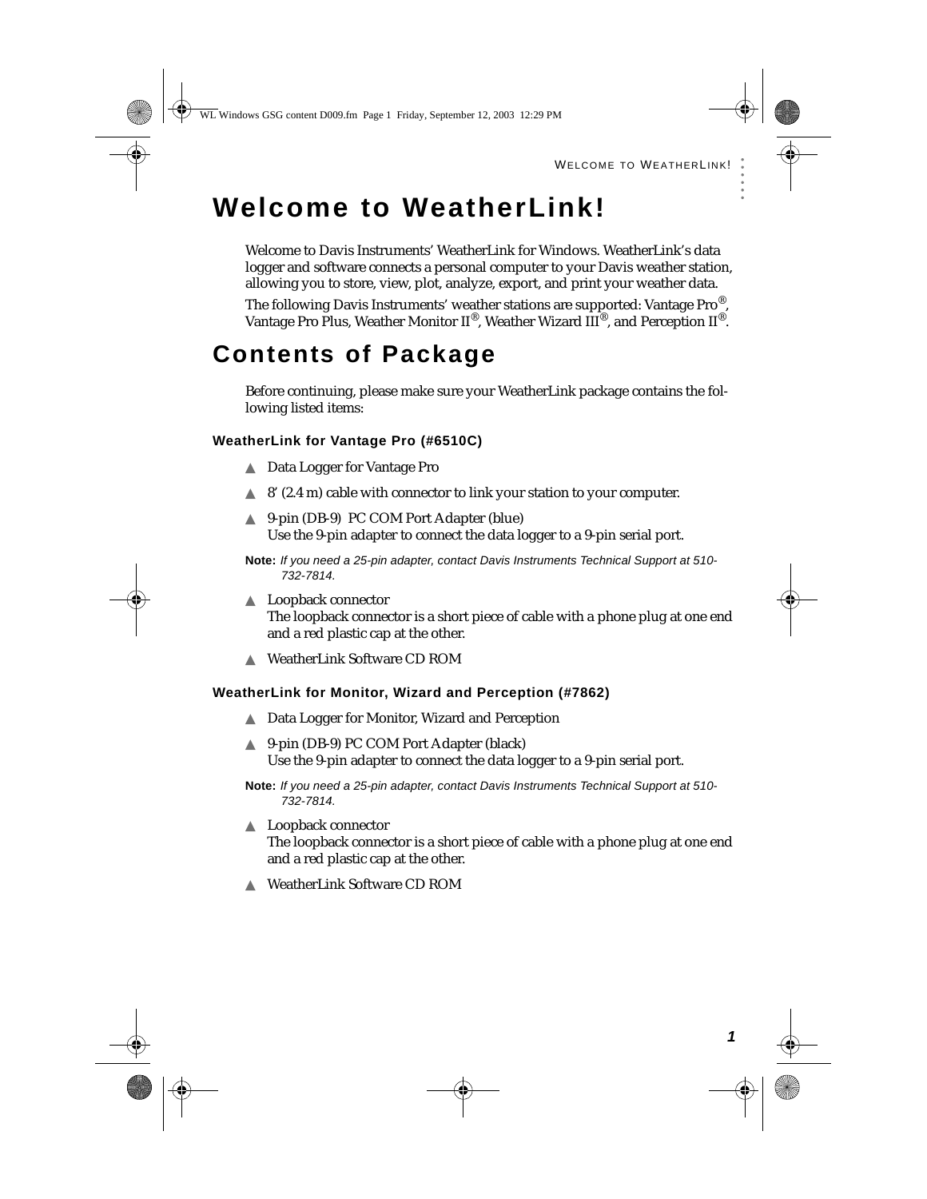# Welcome to WeatherLink!

Welcome to Davis Instruments' WeatherLink for Windows. WeatherLink's data logger and software connects a personal computer to your Davis weather station, allowing you to store, view, plot, analyze, export, and print your weather data.

The following Davis Instruments' weather stations are supported: Vantage Pro®, Vantage Pro Plus, Weather Monitor II®, Weather Wizard III®, and Perception II®.

# Contents of Package

Before continuing, please make sure your WeatherLink package contains the following listed items:

### WeatherLink for Vantage Pro (#6510C)

- Data Logger for Vantage Pro
- 8' (2.4 m) cable with connector to link your station to your computer.
- 9-pin (DB-9) PC COM Port Adapter (blue)
  Use the 9-pin adapter to connect the data logger to a 9-pin serial port.

**Note:** *If you need a 25-pin adapter, contact Davis Instruments Technical Support at 510-732-7814.*

- Loopback connector
  The loopback connector is a short piece of cable with a phone plug at one end and a red plastic cap at the other.
- WeatherLink Software CD ROM

### WeatherLink for Monitor, Wizard and Perception (#7862)

- Data Logger for Monitor, Wizard and Perception
- 9-pin (DB-9) PC COM Port Adapter (black)
  Use the 9-pin adapter to connect the data logger to a 9-pin serial port.

**Note:** *If you need a 25-pin adapter, contact Davis Instruments Technical Support at 510-732-7814.*

- Loopback connector
  The loopback connector is a short piece of cable with a phone plug at one end and a red plastic cap at the other.
- WeatherLink Software CD ROM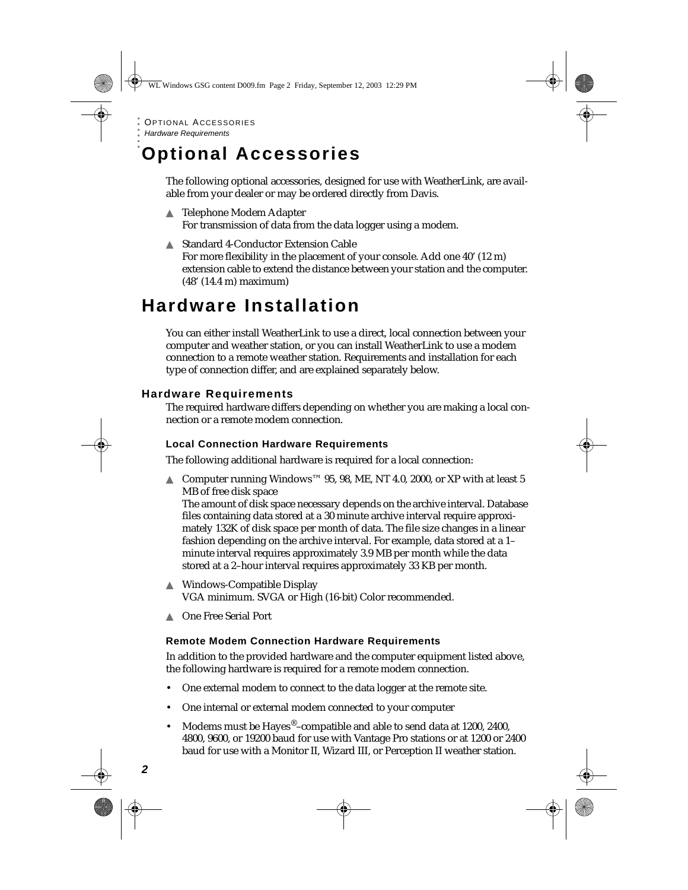# Optional Accessories

The following optional accessories, designed for use with WeatherLink, are available from your dealer or may be ordered directly from Davis.

- Telephone Modem Adapter
  For transmission of data from the data logger using a modem.
- Standard 4-Conductor Extension Cable
  For more flexibility in the placement of your console. Add one 40' (12 m) extension cable to extend the distance between your station and the computer. (48' (14.4 m) maximum)

# Hardware Installation

You can either install WeatherLink to use a direct, local connection between your computer and weather station, or you can install WeatherLink to use a modem connection to a remote weather station. Requirements and installation for each type of connection differ, and are explained separately below.

## Hardware Requirements

The required hardware differs depending on whether you are making a local connection or a remote modem connection.

### Local Connection Hardware Requirements

The following additional hardware is required for a local connection:

- Computer running Windows™ 95, 98, ME, NT 4.0, 2000, or XP with at least 5 MB of free disk space
  The amount of disk space necessary depends on the archive interval. Database files containing data stored at a 30 minute archive interval require approximately 132K of disk space per month of data. The file size changes in a linear fashion depending on the archive interval. For example, data stored at a 1–minute interval requires approximately 3.9 MB per month while the data stored at a 2–hour interval requires approximately 33 KB per month.
- Windows-Compatible Display
  VGA minimum. SVGA or High (16-bit) Color recommended.
- One Free Serial Port

### Remote Modem Connection Hardware Requirements

In addition to the provided hardware and the computer equipment listed above, the following hardware is required for a remote modem connection.

- One external modem to connect to the data logger at the remote site.
- One internal or external modem connected to your computer
- Modems must be Hayes®–compatible and able to send data at 1200, 2400, 4800, 9600, or 19200 baud for use with Vantage Pro stations or at 1200 or 2400 baud for use with a Monitor II, Wizard III, or Perception II weather station.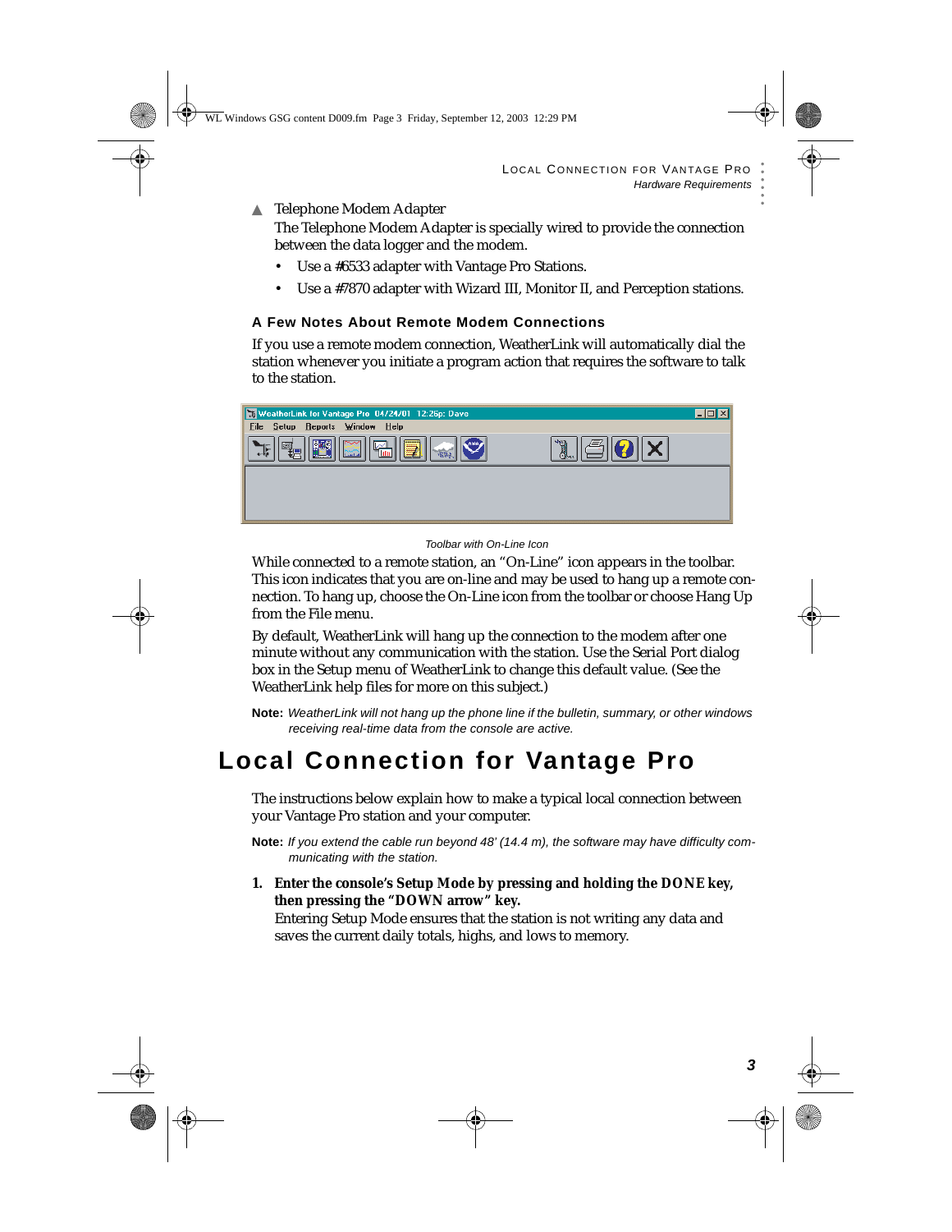- Telephone Modem Adapter
  The Telephone Modem Adapter is specially wired to provide the connection between the data logger and the modem.
  - Use a #6533 adapter with Vantage Pro Stations.
  - Use a #7870 adapter with Wizard III, Monitor II, and Perception stations.

### A Few Notes About Remote Modem Connections

If you use a remote modem connection, WeatherLink will automatically dial the station whenever you initiate a program action that requires the software to talk to the station.

*Toolbar with On-Line Icon*

While connected to a remote station, an "On-Line" icon appears in the toolbar. This icon indicates that you are on-line and may be used to hang up a remote connection. To hang up, choose the On-Line icon from the toolbar or choose Hang Up from the File menu.

By default, WeatherLink will hang up the connection to the modem after one minute without any communication with the station. Use the Serial Port dialog box in the Setup menu of WeatherLink to change this default value. (See the WeatherLink help files for more on this subject.)

**Note:** *WeatherLink will not hang up the phone line if the bulletin, summary, or other windows receiving real-time data from the console are active.*

## Local Connection for Vantage Pro

The instructions below explain how to make a typical local connection between your Vantage Pro station and your computer.

**Note:** *If you extend the cable run beyond 48' (14.4 m), the software may have difficulty communicating with the station.*

1. **Enter the console's Setup Mode by pressing and holding the DONE key, then pressing the "DOWN arrow" key.**
   Entering Setup Mode ensures that the station is not writing any data and saves the current daily totals, highs, and lows to memory.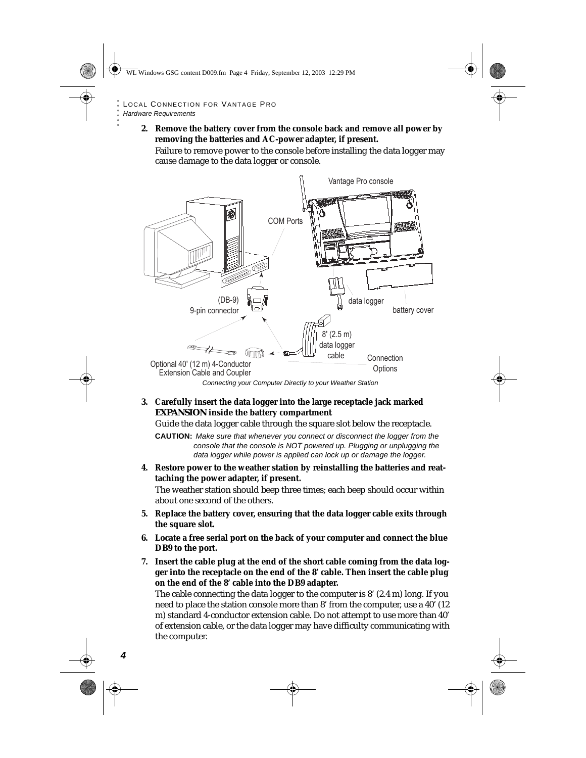2. **Remove the battery cover from the console back and remove all power by removing the batteries and AC-power adapter, if present.**

   Failure to remove power to the console before installing the data logger may cause damage to the data logger or console.

*Connecting your Computer Directly to your Weather Station*

3. **Carefully insert the data logger into the large receptacle jack marked EXPANSION inside the battery compartment**

   Guide the data logger cable through the square slot below the receptacle.

   **CAUTION:** *Make sure that whenever you connect or disconnect the logger from the console that the console is NOT powered up. Plugging or unplugging the data logger while power is applied can lock up or damage the logger.*

4. **Restore power to the weather station by reinstalling the batteries and reattaching the power adapter, if present.**

   The weather station should beep three times; each beep should occur within about one second of the others.

5. **Replace the battery cover, ensuring that the data logger cable exits through the square slot.**

6. **Locate a free serial port on the back of your computer and connect the blue DB9 to the port.**

7. **Insert the cable plug at the end of the short cable coming from the data logger into the receptacle on the end of the 8’ cable. Then insert the cable plug on the end of the 8’ cable into the DB9 adapter.**

   The cable connecting the data logger to the computer is 8’ (2.4 m) long. If you need to place the station console more than 8’ from the computer, use a 40’ (12 m) standard 4-conductor extension cable. Do not attempt to use more than 40’ of extension cable, or the data logger may have difficulty communicating with the computer.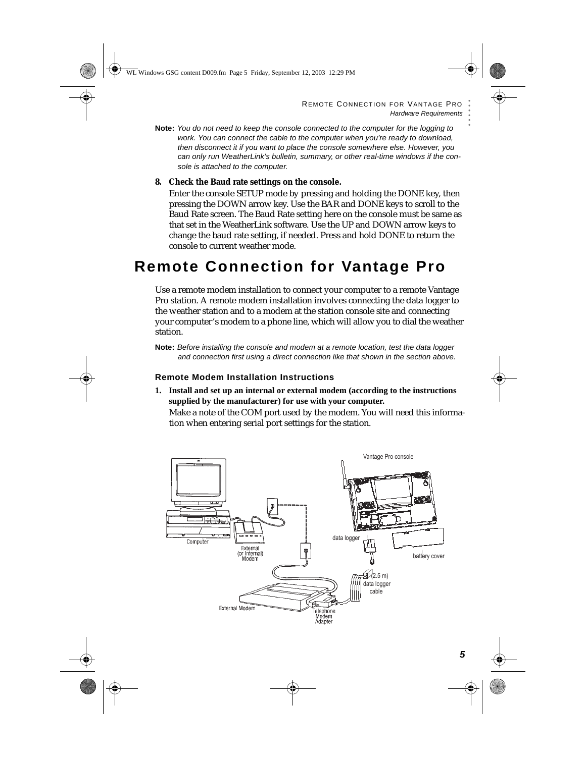**Note:** *You do not need to keep the console connected to the computer for the logging to work. You can connect the cable to the computer when you're ready to download, then disconnect it if you want to place the console somewhere else. However, you can only run WeatherLink's bulletin, summary, or other real-time windows if the console is attached to the computer.*

**8. Check the Baud rate settings on the console.**

Enter the console SETUP mode by pressing and holding the DONE key, then pressing the DOWN arrow key. Use the BAR and DONE keys to scroll to the Baud Rate screen. The Baud Rate setting here on the console must be same as that set in the WeatherLink software. Use the UP and DOWN arrow keys to change the baud rate setting, if needed. Press and hold DONE to return the console to current weather mode.

# Remote Connection for Vantage Pro

Use a remote modem installation to connect your computer to a remote Vantage Pro station. A remote modem installation involves connecting the data logger to the weather station and to a modem at the station console site and connecting your computer's modem to a phone line, which will allow you to dial the weather station.

**Note:** *Before installing the console and modem at a remote location, test the data logger and connection first using a direct connection like that shown in the section above.*

### Remote Modem Installation Instructions

**1. Install and set up an internal or external modem (according to the instructions supplied by the manufacturer) for use with your computer.**

Make a note of the COM port used by the modem. You will need this information when entering serial port settings for the station.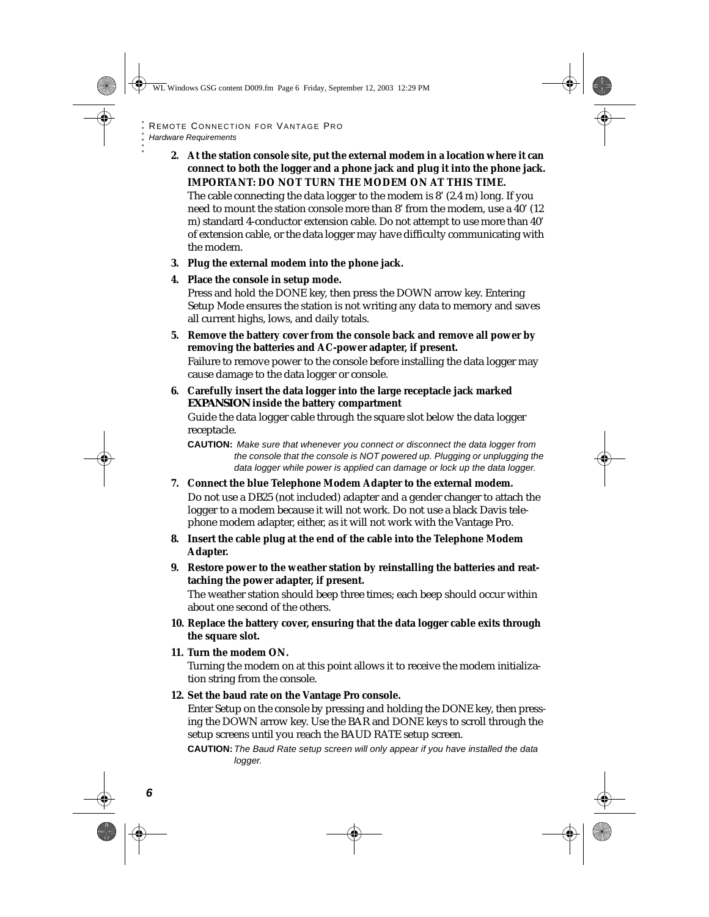2. **At the station console site, put the external modem in a location where it can connect to both the logger and a phone jack and plug it into the phone jack. IMPORTANT: DO NOT TURN THE MODEM ON AT THIS TIME.**

   The cable connecting the data logger to the modem is 8' (2.4 m) long. If you need to mount the station console more than 8' from the modem, use a 40' (12 m) standard 4-conductor extension cable. Do not attempt to use more than 40' of extension cable, or the data logger may have difficulty communicating with the modem.

3. **Plug the external modem into the phone jack.**

4. **Place the console in setup mode.**

   Press and hold the DONE key, then press the DOWN arrow key. Entering Setup Mode ensures the station is not writing any data to memory and saves all current highs, lows, and daily totals.

5. **Remove the battery cover from the console back and remove all power by removing the batteries and AC-power adapter, if present.**

   Failure to remove power to the console before installing the data logger may cause damage to the data logger or console.

6. **Carefully insert the data logger into the large receptacle jack marked EXPANSION inside the battery compartment**

   Guide the data logger cable through the square slot below the data logger receptacle.

   **CAUTION:** *Make sure that whenever you connect or disconnect the data logger from the console that the console is NOT powered up. Plugging or unplugging the data logger while power is applied can damage or lock up the data logger.*

7. **Connect the blue Telephone Modem Adapter to the external modem.**

   Do not use a DB25 (not included) adapter and a gender changer to attach the logger to a modem because it will not work. Do not use a black Davis telephone modem adapter, either, as it will not work with the Vantage Pro.

8. **Insert the cable plug at the end of the cable into the Telephone Modem Adapter.**

9. **Restore power to the weather station by reinstalling the batteries and reattaching the power adapter, if present.**

   The weather station should beep three times; each beep should occur within about one second of the others.

10. **Replace the battery cover, ensuring that the data logger cable exits through the square slot.**

11. **Turn the modem ON.**

    Turning the modem on at this point allows it to receive the modem initialization string from the console.

12. **Set the baud rate on the Vantage Pro console.**

    Enter Setup on the console by pressing and holding the DONE key, then pressing the DOWN arrow key. Use the BAR and DONE keys to scroll through the setup screens until you reach the BAUD RATE setup screen.

    **CAUTION:** *The Baud Rate setup screen will only appear if you have installed the data logger.*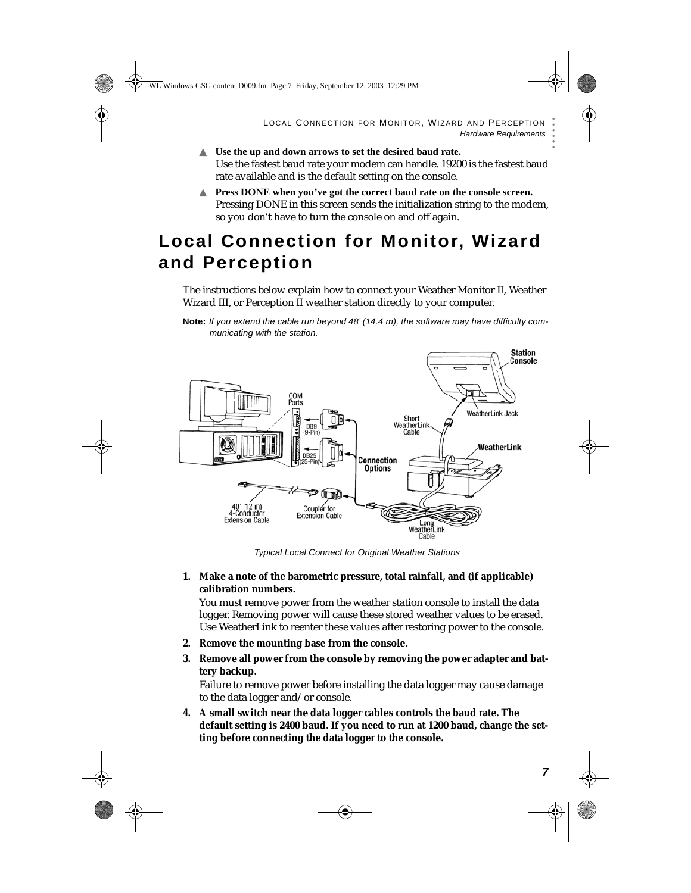▲ **Use the up and down arrows to set the desired baud rate.**
Use the fastest baud rate your modem can handle. 19200 is the fastest baud rate available and is the default setting on the console.

▲ **Press DONE when you've got the correct baud rate on the console screen.**
Pressing DONE in this screen sends the initialization string to the modem, so you don't have to turn the console on and off again.

# Local Connection for Monitor, Wizard and Perception

The instructions below explain how to connect your Weather Monitor II, Weather Wizard III, or Perception II weather station directly to your computer.

**Note:** *If you extend the cable run beyond 48' (14.4 m), the software may have difficulty communicating with the station.*

*Typical Local Connect for Original Weather Stations*

1. **Make a note of the barometric pressure, total rainfall, and (if applicable) calibration numbers.**
   You must remove power from the weather station console to install the data logger. Removing power will cause these stored weather values to be erased. Use WeatherLink to reenter these values after restoring power to the console.
2. **Remove the mounting base from the console.**
3. **Remove all power from the console by removing the power adapter and battery backup.**
   Failure to remove power before installing the data logger may cause damage to the data logger and/or console.
4. **A small switch near the data logger cables controls the baud rate. The default setting is 2400 baud. If you need to run at 1200 baud, change the setting before connecting the data logger to the console.**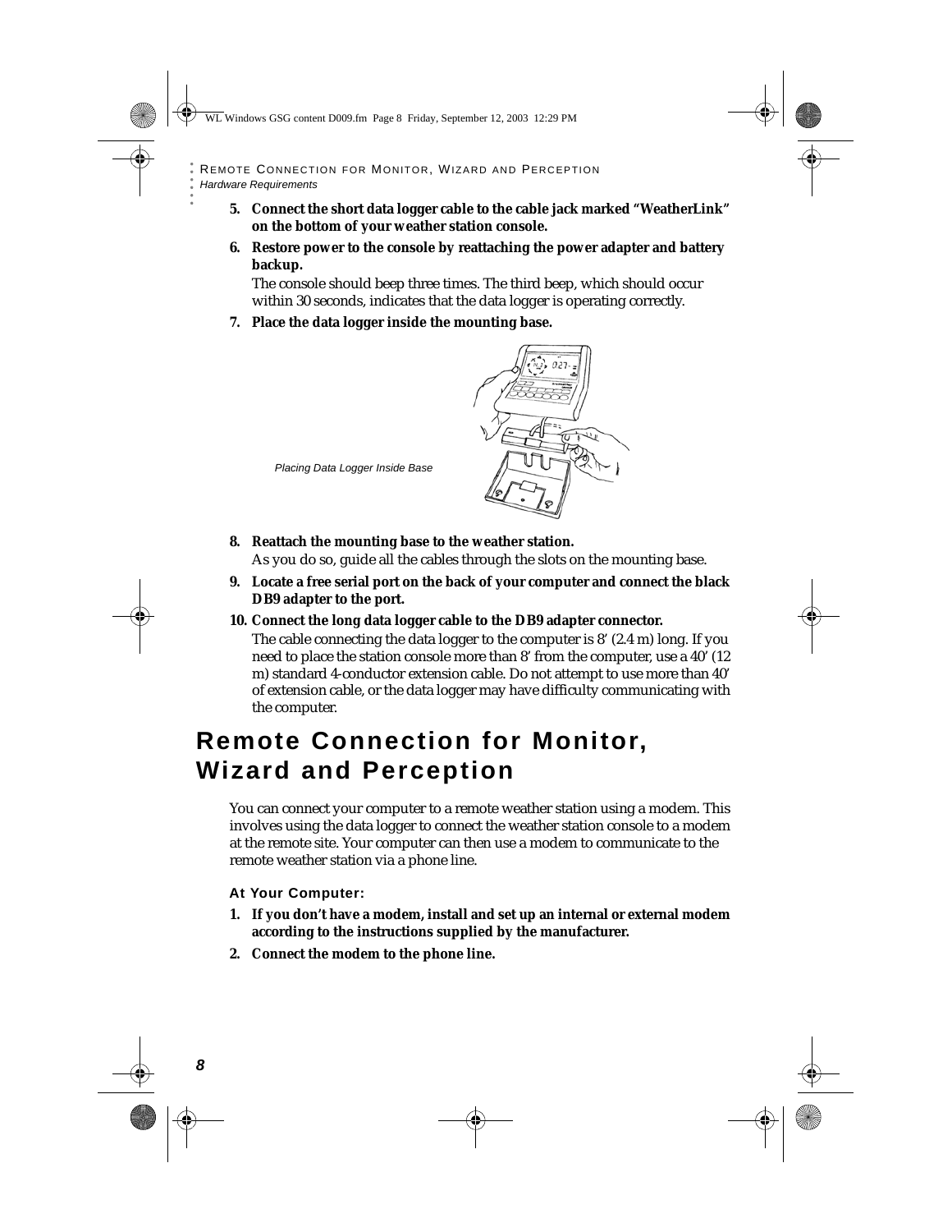**5. Connect the short data logger cable to the cable jack marked "WeatherLink" on the bottom of your weather station console.**

**6. Restore power to the console by reattaching the power adapter and battery backup.**

The console should beep three times. The third beep, which should occur within 30 seconds, indicates that the data logger is operating correctly.

**7. Place the data logger inside the mounting base.**

*Placing Data Logger Inside Base*

**8. Reattach the mounting base to the weather station.**

As you do so, guide all the cables through the slots on the mounting base.

**9. Locate a free serial port on the back of your computer and connect the black DB9 adapter to the port.**

**10. Connect the long data logger cable to the DB9 adapter connector.**

The cable connecting the data logger to the computer is 8' (2.4 m) long. If you need to place the station console more than 8' from the computer, use a 40' (12 m) standard 4-conductor extension cable. Do not attempt to use more than 40' of extension cable, or the data logger may have difficulty communicating with the computer.

# Remote Connection for Monitor, Wizard and Perception

You can connect your computer to a remote weather station using a modem. This involves using the data logger to connect the weather station console to a modem at the remote site. Your computer can then use a modem to communicate to the remote weather station via a phone line.

### At Your Computer:

**1. If you don't have a modem, install and set up an internal or external modem according to the instructions supplied by the manufacturer.**

**2. Connect the modem to the phone line.**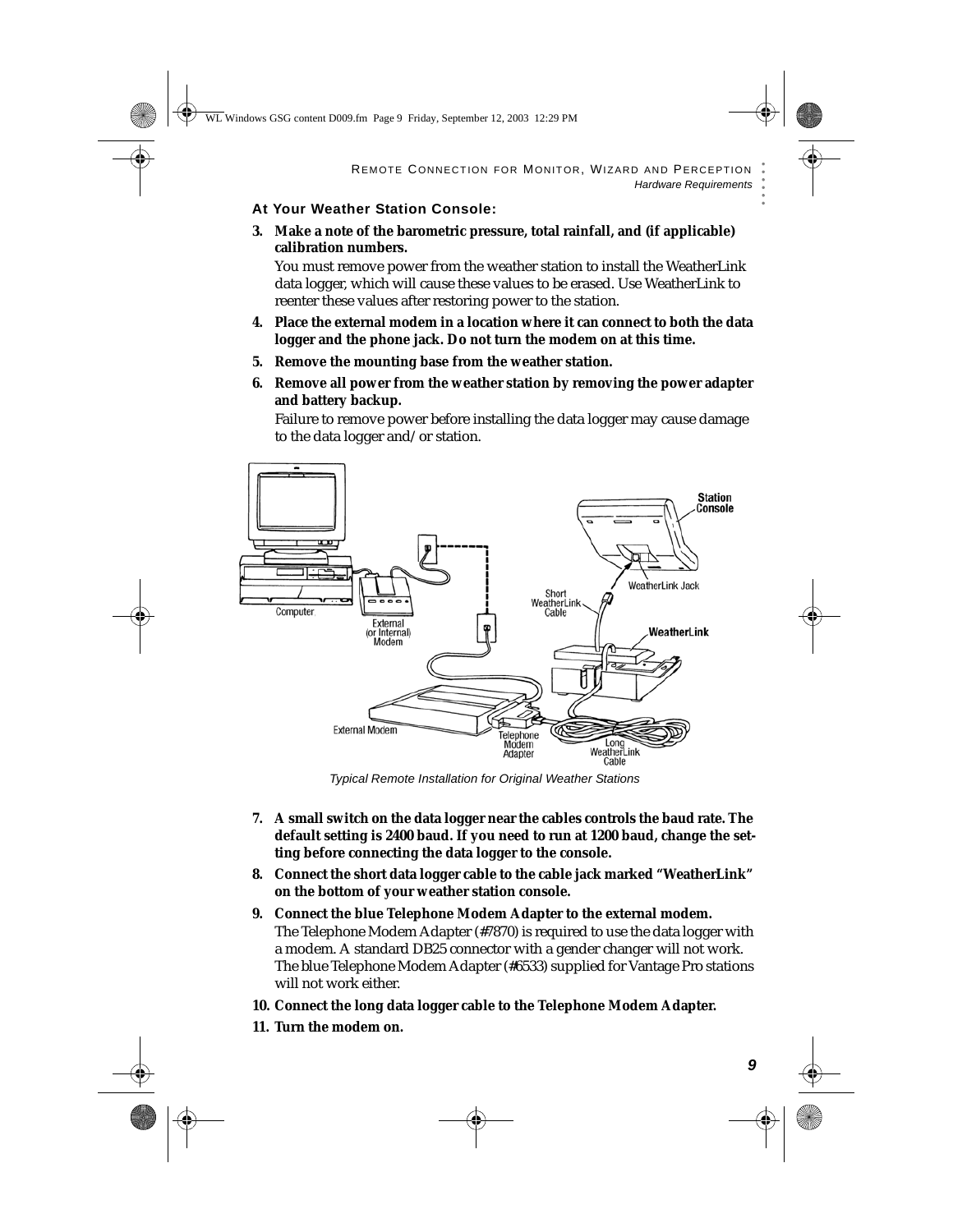### At Your Weather Station Console:

3. **Make a note of the barometric pressure, total rainfall, and (if applicable) calibration numbers.**

   You must remove power from the weather station to install the WeatherLink data logger, which will cause these values to be erased. Use WeatherLink to reenter these values after restoring power to the station.

4. **Place the external modem in a location where it can connect to both the data logger and the phone jack. Do not turn the modem on at this time.**

5. **Remove the mounting base from the weather station.**

6. **Remove all power from the weather station by removing the power adapter and battery backup.**

   Failure to remove power before installing the data logger may cause damage to the data logger and/or station.

*Typical Remote Installation for Original Weather Stations*

7. **A small switch on the data logger near the cables controls the baud rate. The default setting is 2400 baud. If you need to run at 1200 baud, change the setting before connecting the data logger to the console.**

8. **Connect the short data logger cable to the cable jack marked "WeatherLink" on the bottom of your weather station console.**

9. **Connect the blue Telephone Modem Adapter to the external modem.**

   The Telephone Modem Adapter (#7870) is required to use the data logger with a modem. A standard DB25 connector with a gender changer will not work. The blue Telephone Modem Adapter (#6533) supplied for Vantage Pro stations will not work either.

10. **Connect the long data logger cable to the Telephone Modem Adapter.**

11. **Turn the modem on.**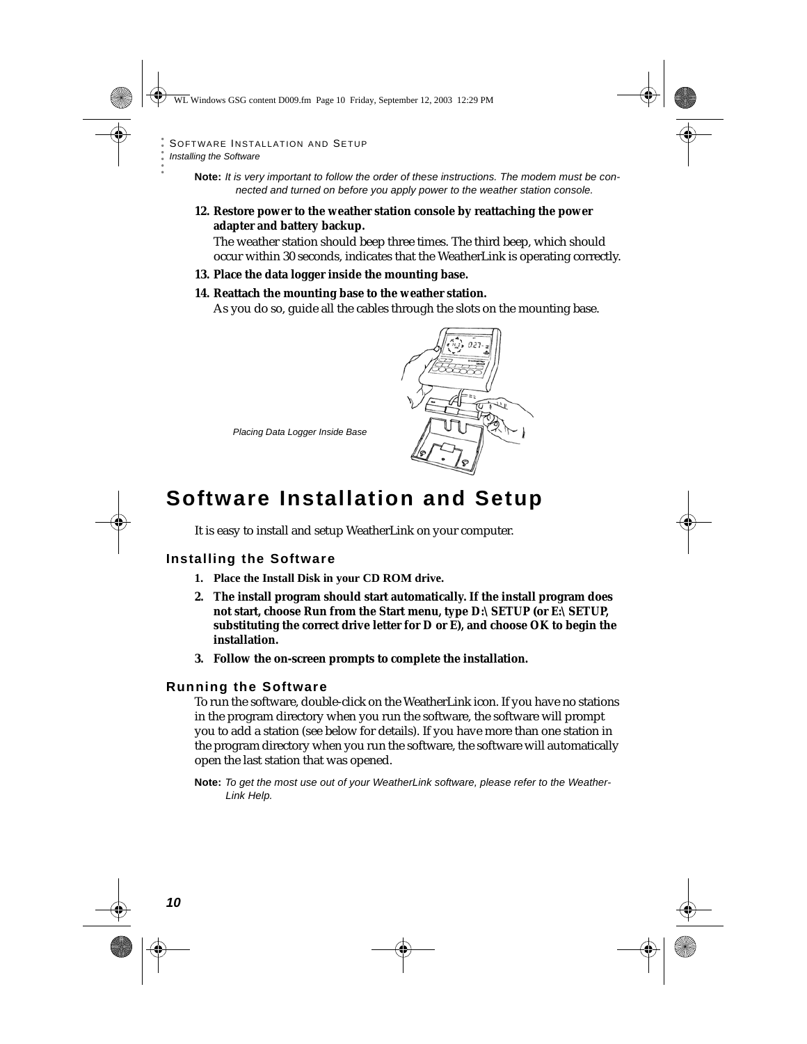**Note:** *It is very important to follow the order of these instructions. The modem must be connected and turned on before you apply power to the weather station console.*

12. **Restore power to the weather station console by reattaching the power adapter and battery backup.**
    The weather station should beep three times. The third beep, which should occur within 30 seconds, indicates that the WeatherLink is operating correctly.
13. **Place the data logger inside the mounting base.**
14. **Reattach the mounting base to the weather station.**
    As you do so, guide all the cables through the slots on the mounting base.

*Placing Data Logger Inside Base*

# Software Installation and Setup

It is easy to install and setup WeatherLink on your computer.

## Installing the Software

1. **Place the Install Disk in your CD ROM drive.**
2. **The install program should start automatically. If the install program does not start, choose Run from the Start menu, type D:\ SETUP (or E:\ SETUP, substituting the correct drive letter for D or E), and choose OK to begin the installation.**
3. **Follow the on-screen prompts to complete the installation.**

## Running the Software

To run the software, double-click on the WeatherLink icon. If you have no stations in the program directory when you run the software, the software will prompt you to add a station (see below for details). If you have more than one station in the program directory when you run the software, the software will automatically open the last station that was opened.

**Note:** *To get the most use out of your WeatherLink software, please refer to the WeatherLink Help.*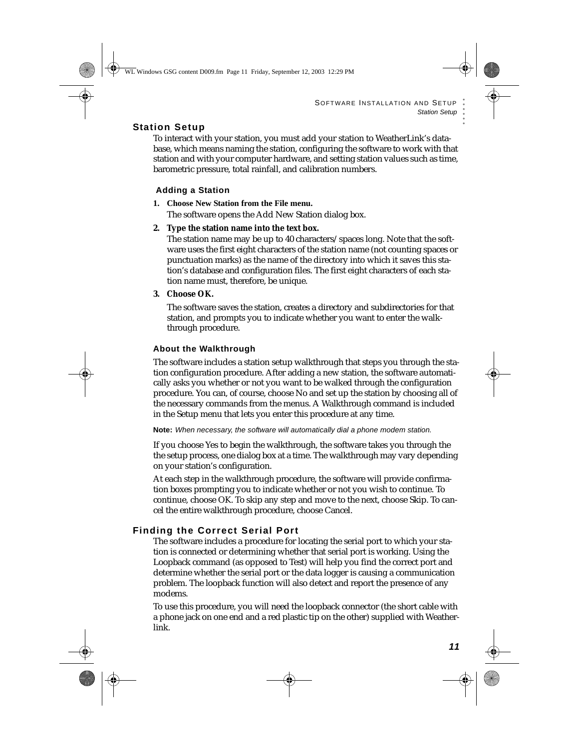## Station Setup

To interact with your station, you must add your station to WeatherLink's database, which means naming the station, configuring the software to work with that station and with your computer hardware, and setting station values such as time, barometric pressure, total rainfall, and calibration numbers.

### Adding a Station

1. **Choose New Station from the File menu.**

   The software opens the Add New Station dialog box.

2. **Type the station name into the text box.**

   The station name may be up to 40 characters/spaces long. Note that the software uses the first eight characters of the station name (not counting spaces or punctuation marks) as the name of the directory into which it saves this station's database and configuration files. The first eight characters of each station name must, therefore, be unique.

3. **Choose OK.**

   The software saves the station, creates a directory and subdirectories for that station, and prompts you to indicate whether you want to enter the walkthrough procedure.

### About the Walkthrough

The software includes a station setup walkthrough that steps you through the station configuration procedure. After adding a new station, the software automatically asks you whether or not you want to be walked through the configuration procedure. You can, of course, choose No and set up the station by choosing all of the necessary commands from the menus. A Walkthrough command is included in the Setup menu that lets you enter this procedure at any time.

**Note:** *When necessary, the software will automatically dial a phone modem station.*

If you choose Yes to begin the walkthrough, the software takes you through the the setup process, one dialog box at a time. The walkthrough may vary depending on your station's configuration.

At each step in the walkthrough procedure, the software will provide confirmation boxes prompting you to indicate whether or not you wish to continue. To continue, choose OK. To skip any step and move to the next, choose Skip. To cancel the entire walkthrough procedure, choose Cancel.

## Finding the Correct Serial Port

The software includes a procedure for locating the serial port to which your station is connected or determining whether that serial port is working. Using the Loopback command (as opposed to Test) will help you find the correct port and determine whether the serial port or the data logger is causing a communication problem. The loopback function will also detect and report the presence of any modems.

To use this procedure, you will need the loopback connector (the short cable with a phone jack on one end and a red plastic tip on the other) supplied with Weatherlink.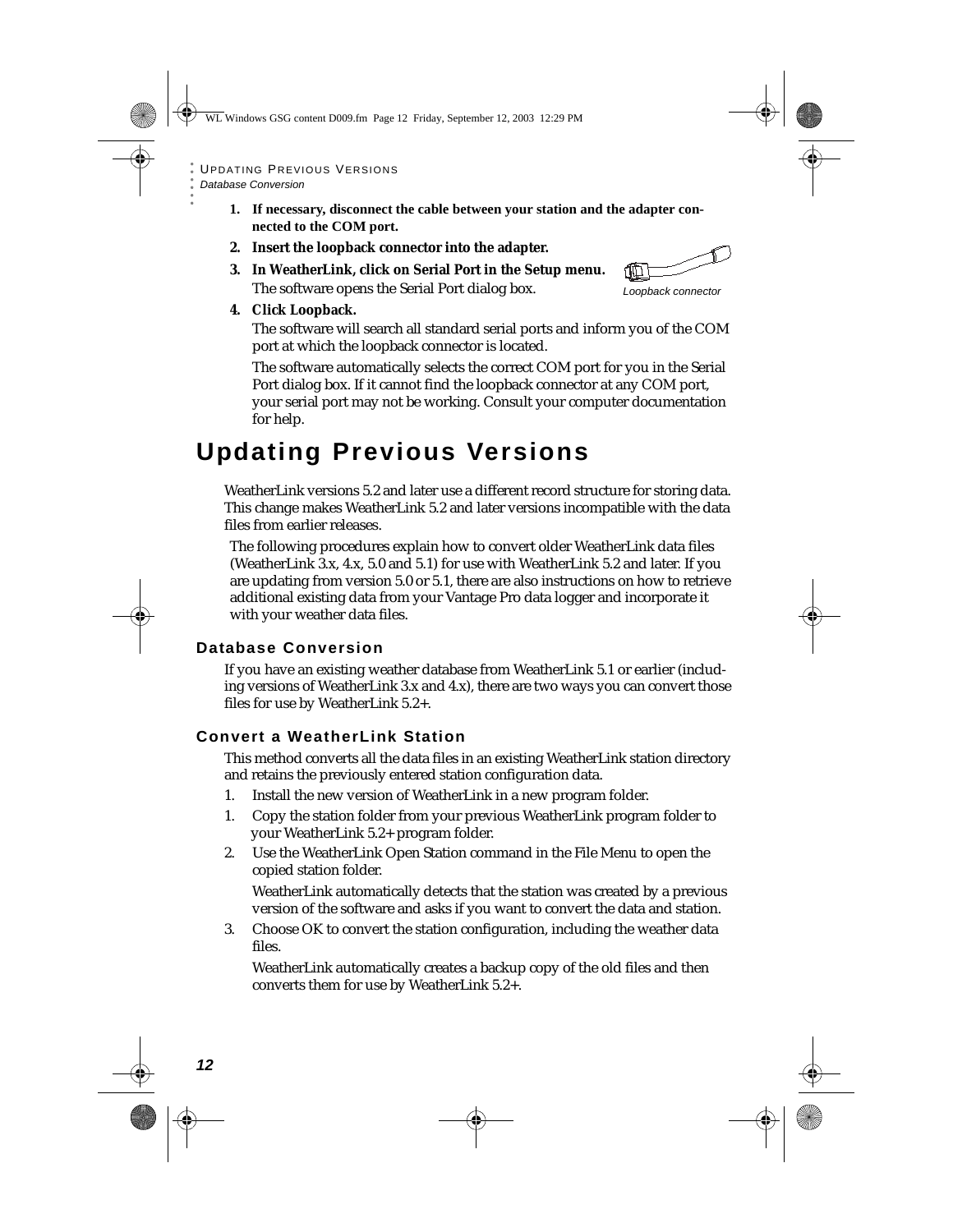1. **If necessary, disconnect the cable between your station and the adapter connected to the COM port.**
2. **Insert the loopback connector into the adapter.**
3. **In WeatherLink, click on Serial Port in the Setup menu.**
   The software opens the Serial Port dialog box.

*Loopback connector*

4. **Click Loopback.**
   The software will search all standard serial ports and inform you of the COM port at which the loopback connector is located.

   The software automatically selects the correct COM port for you in the Serial Port dialog box. If it cannot find the loopback connector at any COM port, your serial port may not be working. Consult your computer documentation for help.

# Updating Previous Versions

WeatherLink versions 5.2 and later use a different record structure for storing data. This change makes WeatherLink 5.2 and later versions incompatible with the data files from earlier releases.

The following procedures explain how to convert older WeatherLink data files (WeatherLink 3.x, 4.x, 5.0 and 5.1) for use with WeatherLink 5.2 and later. If you are updating from version 5.0 or 5.1, there are also instructions on how to retrieve additional existing data from your Vantage Pro data logger and incorporate it with your weather data files.

## Database Conversion

If you have an existing weather database from WeatherLink 5.1 or earlier (including versions of WeatherLink 3.x and 4.x), there are two ways you can convert those files for use by WeatherLink 5.2+.

## Convert a WeatherLink Station

This method converts all the data files in an existing WeatherLink station directory and retains the previously entered station configuration data.

1. Install the new version of WeatherLink in a new program folder.
1. Copy the station folder from your previous WeatherLink program folder to your WeatherLink 5.2+ program folder.
2. Use the WeatherLink Open Station command in the File Menu to open the copied station folder.

   WeatherLink automatically detects that the station was created by a previous version of the software and asks if you want to convert the data and station.
3. Choose OK to convert the station configuration, including the weather data files.

   WeatherLink automatically creates a backup copy of the old files and then converts them for use by WeatherLink 5.2+.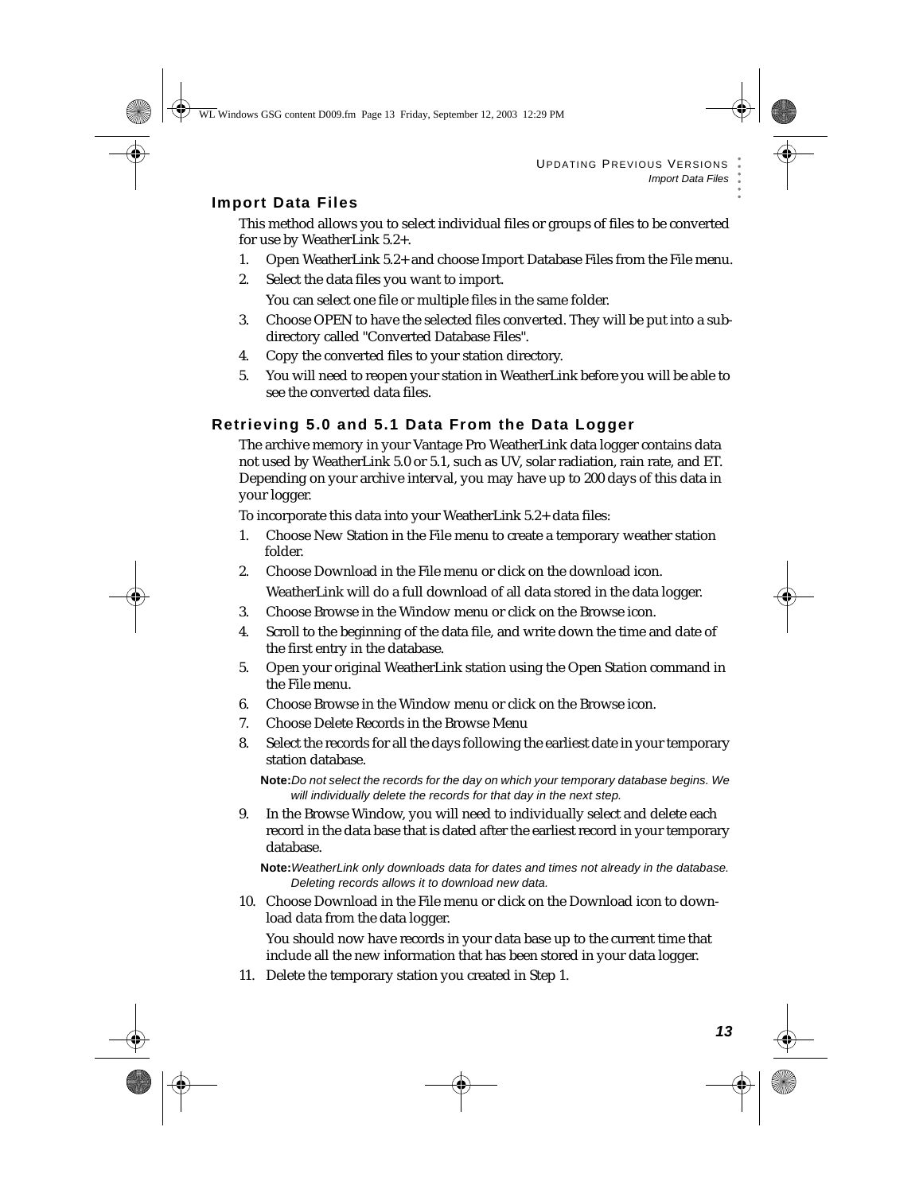## Import Data Files

This method allows you to select individual files or groups of files to be converted for use by WeatherLink 5.2+.

1. Open WeatherLink 5.2+ and choose Import Database Files from the File menu.
2. Select the data files you want to import.

   You can select one file or multiple files in the same folder.
3. Choose OPEN to have the selected files converted. They will be put into a subdirectory called "Converted Database Files".
4. Copy the converted files to your station directory.
5. You will need to reopen your station in WeatherLink before you will be able to see the converted data files.

## Retrieving 5.0 and 5.1 Data From the Data Logger

The archive memory in your Vantage Pro WeatherLink data logger contains data not used by WeatherLink 5.0 or 5.1, such as UV, solar radiation, rain rate, and ET. Depending on your archive interval, you may have up to 200 days of this data in your logger.

To incorporate this data into your WeatherLink 5.2+ data files:

1. Choose New Station in the File menu to create a temporary weather station folder.
2. Choose Download in the File menu or click on the download icon.

   WeatherLink will do a full download of all data stored in the data logger.
3. Choose Browse in the Window menu or click on the Browse icon.
4. Scroll to the beginning of the data file, and write down the time and date of the first entry in the database.
5. Open your original WeatherLink station using the Open Station command in the File menu.
6. Choose Browse in the Window menu or click on the Browse icon.
7. Choose Delete Records in the Browse Menu
8. Select the records for all the days following the earliest date in your temporary station database.

   **Note:** *Do not select the records for the day on which your temporary database begins. We will individually delete the records for that day in the next step.*
9. In the Browse Window, you will need to individually select and delete each record in the data base that is dated after the earliest record in your temporary database.

   **Note:** *WeatherLink only downloads data for dates and times not already in the database. Deleting records allows it to download new data.*
10. Choose Download in the File menu or click on the Download icon to download data from the data logger.

    You should now have records in your data base up to the current time that include all the new information that has been stored in your data logger.
11. Delete the temporary station you created in Step 1.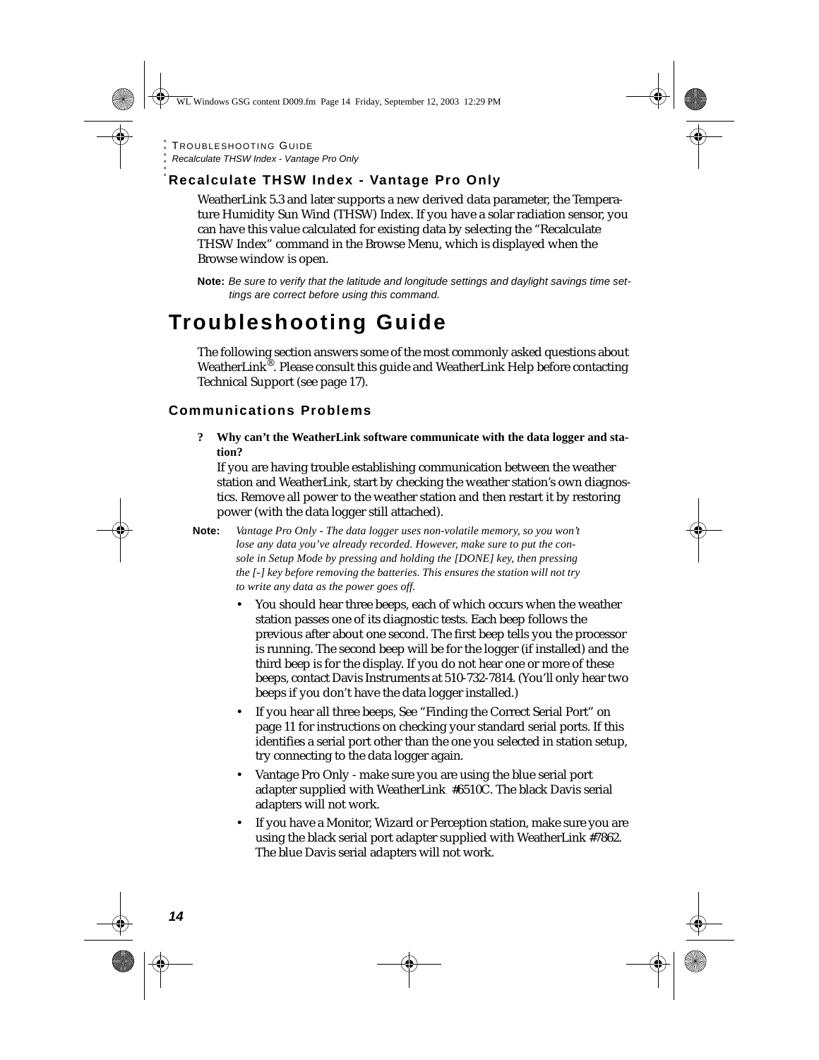## Recalculate THSW Index - Vantage Pro Only

WeatherLink 5.3 and later supports a new derived data parameter, the Temperature Humidity Sun Wind (THSW) Index. If you have a solar radiation sensor, you can have this value calculated for existing data by selecting the "Recalculate THSW Index" command in the Browse Menu, which is displayed when the Browse window is open.

**Note:** *Be sure to verify that the latitude and longitude settings and daylight savings time settings are correct before using this command.*

# Troubleshooting Guide

The following section answers some of the most commonly asked questions about WeatherLink®. Please consult this guide and WeatherLink Help before contacting Technical Support (see page 17).

## Communications Problems

**? Why can't the WeatherLink software communicate with the data logger and station?**

If you are having trouble establishing communication between the weather station and WeatherLink, start by checking the weather station's own diagnostics. Remove all power to the weather station and then restart it by restoring power (with the data logger still attached).

**Note:** *Vantage Pro Only - The data logger uses non-volatile memory, so you won't lose any data you've already recorded. However, make sure to put the console in Setup Mode by pressing and holding the [DONE] key, then pressing the [-] key before removing the batteries. This ensures the station will not try to write any data as the power goes off.*

- You should hear three beeps, each of which occurs when the weather station passes one of its diagnostic tests. Each beep follows the previous after about one second. The first beep tells you the processor is running. The second beep will be for the logger (if installed) and the third beep is for the display. If you do not hear one or more of these beeps, contact Davis Instruments at 510-732-7814. (You'll only hear two beeps if you don't have the data logger installed.)
- If you hear all three beeps, See "Finding the Correct Serial Port" on page 11 for instructions on checking your standard serial ports. If this identifies a serial port other than the one you selected in station setup, try connecting to the data logger again.
- Vantage Pro Only - make sure you are using the blue serial port adapter supplied with WeatherLink #6510C. The black Davis serial adapters will not work.
- If you have a Monitor, Wizard or Perception station, make sure you are using the black serial port adapter supplied with WeatherLink #7862. The blue Davis serial adapters will not work.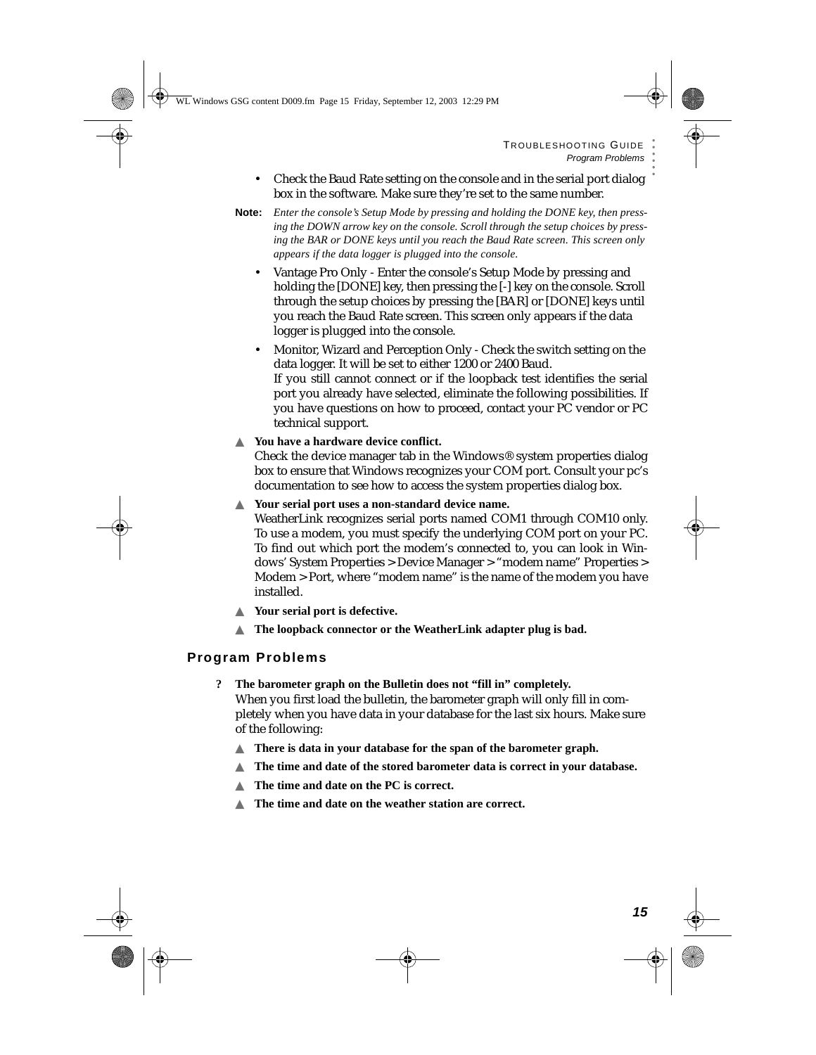- Check the Baud Rate setting on the console and in the serial port dialog box in the software. Make sure they're set to the same number.

**Note:** *Enter the console's Setup Mode by pressing and holding the DONE key, then pressing the DOWN arrow key on the console. Scroll through the setup choices by pressing the BAR or DONE keys until you reach the Baud Rate screen. This screen only appears if the data logger is plugged into the console.*

- Vantage Pro Only - Enter the console's Setup Mode by pressing and holding the [DONE] key, then pressing the [-] key on the console. Scroll through the setup choices by pressing the [BAR] or [DONE] keys until you reach the Baud Rate screen. This screen only appears if the data logger is plugged into the console.
- Monitor, Wizard and Perception Only - Check the switch setting on the data logger. It will be set to either 1200 or 2400 Baud.
  If you still cannot connect or if the loopback test identifies the serial port you already have selected, eliminate the following possibilities. If you have questions on how to proceed, contact your PC vendor or PC technical support.

▲ **You have a hardware device conflict.**
Check the device manager tab in the Windows® system properties dialog box to ensure that Windows recognizes your COM port. Consult your pc's documentation to see how to access the system properties dialog box.

▲ **Your serial port uses a non-standard device name.**
WeatherLink recognizes serial ports named COM1 through COM10 only. To use a modem, you must specify the underlying COM port on your PC. To find out which port the modem's connected to, you can look in Windows' System Properties > Device Manager > "modem name" Properties > Modem > Port, where "modem name" is the name of the modem you have installed.

▲ **Your serial port is defective.**

▲ **The loopback connector or the WeatherLink adapter plug is bad.**

## Program Problems

**? The barometer graph on the Bulletin does not "fill in" completely.**
When you first load the bulletin, the barometer graph will only fill in completely when you have data in your database for the last six hours. Make sure of the following:

▲ **There is data in your database for the span of the barometer graph.**

▲ **The time and date of the stored barometer data is correct in your database.**

▲ **The time and date on the PC is correct.**

▲ **The time and date on the weather station are correct.**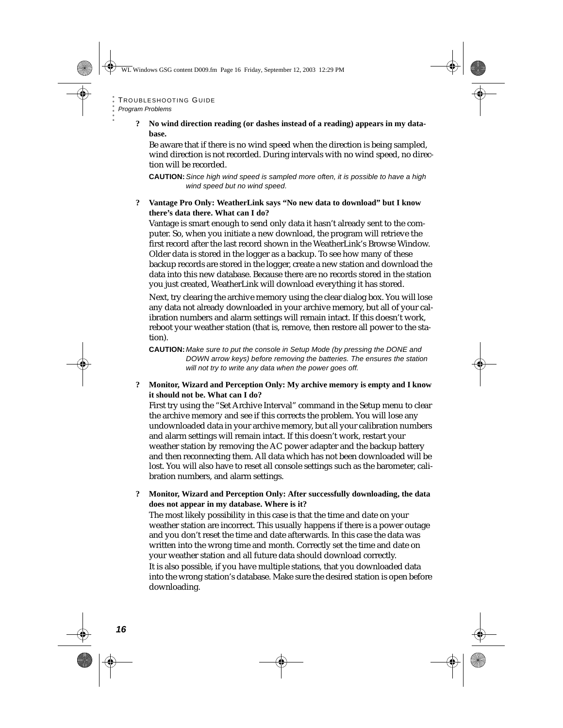**? No wind direction reading (or dashes instead of a reading) appears in my database.**

Be aware that if there is no wind speed when the direction is being sampled, wind direction is not recorded. During intervals with no wind speed, no direction will be recorded.

**CAUTION:** *Since high wind speed is sampled more often, it is possible to have a high wind speed but no wind speed.*

**? Vantage Pro Only: WeatherLink says “No new data to download” but I know there’s data there. What can I do?**

Vantage is smart enough to send only data it hasn’t already sent to the computer. So, when you initiate a new download, the program will retrieve the first record after the last record shown in the WeatherLink’s Browse Window. Older data is stored in the logger as a backup. To see how many of these backup records are stored in the logger, create a new station and download the data into this new database. Because there are no records stored in the station you just created, WeatherLink will download everything it has stored.

Next, try clearing the archive memory using the clear dialog box. You will lose any data not already downloaded in your archive memory, but all of your calibration numbers and alarm settings will remain intact. If this doesn’t work, reboot your weather station (that is, remove, then restore all power to the station).

**CAUTION:** *Make sure to put the console in Setup Mode (by pressing the DONE and DOWN arrow keys) before removing the batteries. The ensures the station will not try to write any data when the power goes off.*

**? Monitor, Wizard and Perception Only: My archive memory is empty and I know it should not be. What can I do?**

First try using the “Set Archive Interval” command in the Setup menu to clear the archive memory and see if this corrects the problem. You will lose any undownloaded data in your archive memory, but all your calibration numbers and alarm settings will remain intact. If this doesn’t work, restart your weather station by removing the AC power adapter and the backup battery and then reconnecting them. All data which has not been downloaded will be lost. You will also have to reset all console settings such as the barometer, calibration numbers, and alarm settings.

**? Monitor, Wizard and Perception Only: After successfully downloading, the data does not appear in my database. Where is it?**

The most likely possibility in this case is that the time and date on your weather station are incorrect. This usually happens if there is a power outage and you don’t reset the time and date afterwards. In this case the data was written into the wrong time and month. Correctly set the time and date on your weather station and all future data should download correctly.

It is also possible, if you have multiple stations, that you downloaded data into the wrong station’s database. Make sure the desired station is open before downloading.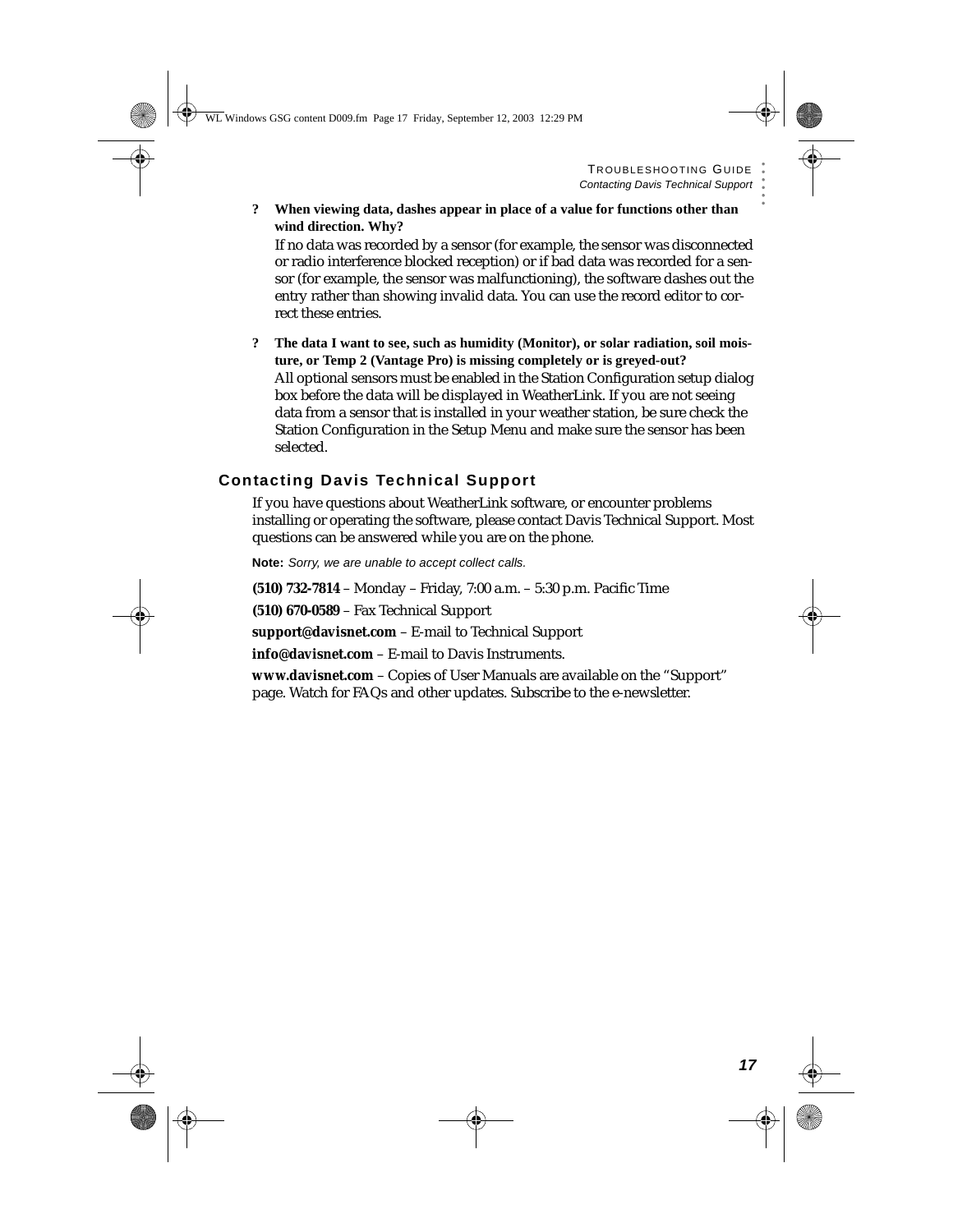**? When viewing data, dashes appear in place of a value for functions other than wind direction. Why?**

If no data was recorded by a sensor (for example, the sensor was disconnected or radio interference blocked reception) or if bad data was recorded for a sensor (for example, the sensor was malfunctioning), the software dashes out the entry rather than showing invalid data. You can use the record editor to correct these entries.

**? The data I want to see, such as humidity (Monitor), or solar radiation, soil moisture, or Temp 2 (Vantage Pro) is missing completely or is greyed-out?**

All optional sensors must be enabled in the Station Configuration setup dialog box before the data will be displayed in WeatherLink. If you are not seeing data from a sensor that is installed in your weather station, be sure check the Station Configuration in the Setup Menu and make sure the sensor has been selected.

## Contacting Davis Technical Support

If you have questions about WeatherLink software, or encounter problems installing or operating the software, please contact Davis Technical Support. Most questions can be answered while you are on the phone.

**Note:** *Sorry, we are unable to accept collect calls.*

**(510) 732-7814** – Monday – Friday, 7:00 a.m. – 5:30 p.m. Pacific Time

**(510) 670-0589** – Fax Technical Support

**support@davisnet.com** – E-mail to Technical Support

**info@davisnet.com** – E-mail to Davis Instruments.

**www.davisnet.com** – Copies of User Manuals are available on the "Support" page. Watch for FAQs and other updates. Subscribe to the e-newsletter.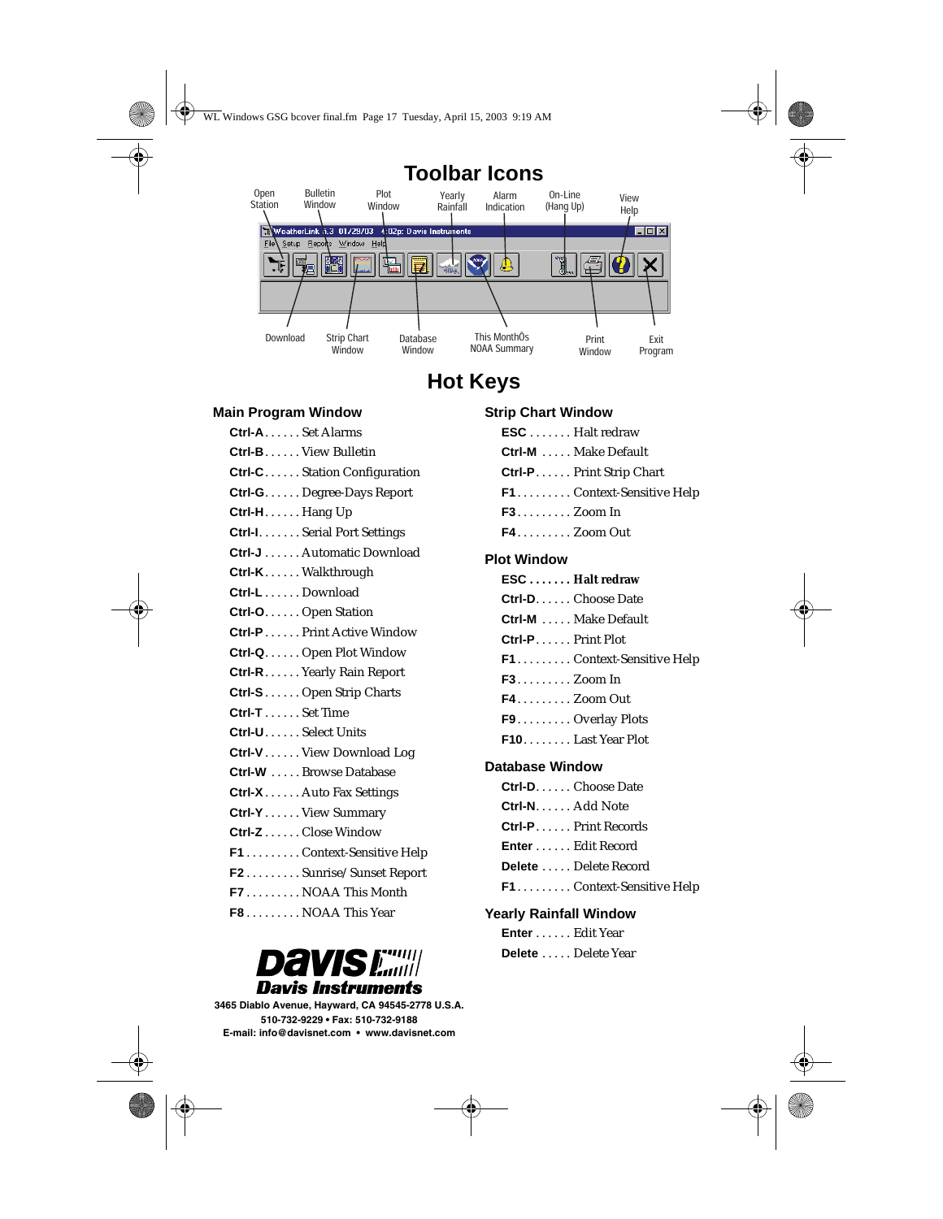# Toolbar Icons

Open Station
Bulletin Window
Plot Window
Yearly Rainfall
Alarm Indication
On-Line (Hang Up)
View Help

Download
Strip Chart Window
Database Window
This MonthÕs NOAA Summary
Print Window
Exit Program

# Hot Keys

## Main Program Window

**Ctrl-A** . . . . . . Set Alarms
**Ctrl-B** . . . . . . View Bulletin
**Ctrl-C** . . . . . . Station Configuration
**Ctrl-G** . . . . . . Degree-Days Report
**Ctrl-H** . . . . . . Hang Up
**Ctrl-I** . . . . . . Serial Port Settings
**Ctrl-J** . . . . . . Automatic Download
**Ctrl-K** . . . . . . Walkthrough
**Ctrl-L** . . . . . . Download
**Ctrl-O** . . . . . . Open Station
**Ctrl-P** . . . . . . Print Active Window
**Ctrl-Q** . . . . . . Open Plot Window
**Ctrl-R** . . . . . . Yearly Rain Report
**Ctrl-S** . . . . . . Open Strip Charts
**Ctrl-T** . . . . . . Set Time
**Ctrl-U** . . . . . . Select Units
**Ctrl-V** . . . . . . View Download Log
**Ctrl-W** . . . . . Browse Database
**Ctrl-X** . . . . . . Auto Fax Settings
**Ctrl-Y** . . . . . . View Summary
**Ctrl-Z** . . . . . . Close Window
**F1** . . . . . . . . . Context-Sensitive Help
**F2** . . . . . . . . . Sunrise/ Sunset Report
**F7** . . . . . . . . . NOAA This Month
**F8** . . . . . . . . . NOAA This Year

## Strip Chart Window

**ESC** . . . . . . . Halt redraw
**Ctrl-M** . . . . . Make Default
**Ctrl-P** . . . . . . Print Strip Chart
**F1** . . . . . . . . . Context-Sensitive Help
**F3** . . . . . . . . . Zoom In
**F4** . . . . . . . . . Zoom Out

## Plot Window

**ESC . . . . . . . Halt redraw**
**Ctrl-D** . . . . . . Choose Date
**Ctrl-M** . . . . . Make Default
**Ctrl-P** . . . . . . Print Plot
**F1** . . . . . . . . . Context-Sensitive Help
**F3** . . . . . . . . . Zoom In
**F4** . . . . . . . . . Zoom Out
**F9** . . . . . . . . . Overlay Plots
**F10** . . . . . . . . Last Year Plot

## Database Window

**Ctrl-D** . . . . . . Choose Date
**Ctrl-N** . . . . . . Add Note
**Ctrl-P** . . . . . . Print Records
**Enter** . . . . . . Edit Record
**Delete** . . . . . Delete Record
**F1** . . . . . . . . . Context-Sensitive Help

## Yearly Rainfall Window

**Enter** . . . . . . Edit Year
**Delete** . . . . . Delete Year

**Davis Instruments**

**3465 Diablo Avenue, Hayward, CA 94545-2778 U.S.A.**
**510-732-9229 • Fax: 510-732-9188**
**E-mail: info@davisnet.com • www.davisnet.com**